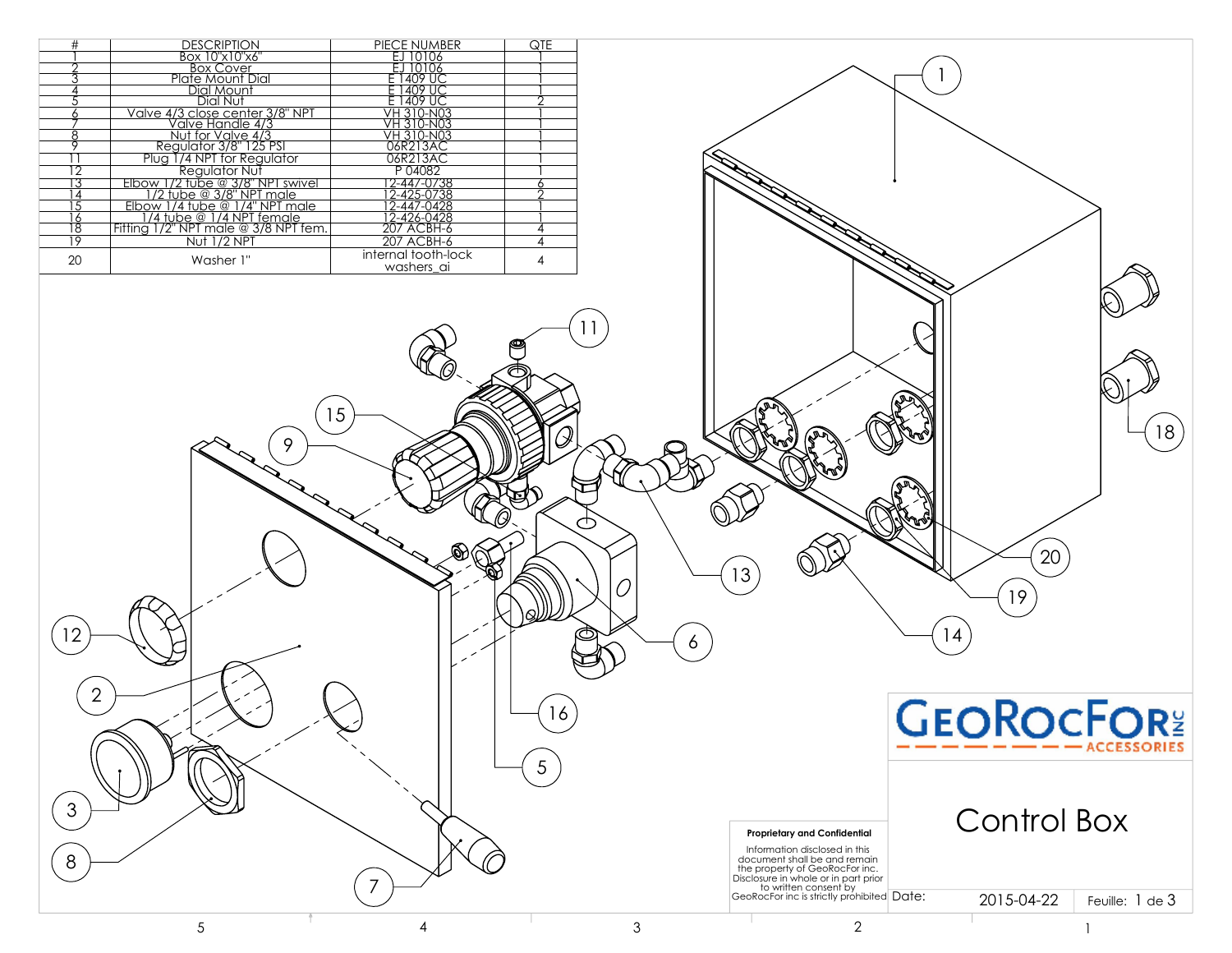| # | DESCRIPTION | PIECE NUMBER | QTE |
|---|---|---|---|
| 1 | Box 10"x10"x6" | EJ 10106 | 1 |
| 2 | Box Cover | EJ 10106 | 1 |
| 3 | Plate Mount Dial | E 1409 UC | 1 |
| 4 | Dial Mount | E 1409 UC | 1 |
| 5 | Dial Nut | E 1409 UC | 2 |
| 6 | Valve 4/3 close center 3/8" NPT | VH 310-N03 | 1 |
| 7 | Valve Handle 4/3 | VH 310-N03 | 1 |
| 8 | Nut for Valve 4/3 | VH 310-N03 | 1 |
| 9 | Regulator 3/8" 125 PSI | 06R213AC | 1 |
| 11 | Plug 1/4 NPT for Regulator | 06R213AC | 1 |
| 12 | Regulator Nut | P 04082 | 1 |
| 13 | Elbow 1/2 tube @ 3/8" NPT swivel | 12-447-0738 | 6 |
| 14 | 1/2 tube @ 3/8" NPT male | 12-425-0738 | 2 |
| 15 | Elbow 1/4 tube @ 1/4" NPT male | 12-447-0428 | 1 |
| 16 | 1/4 tube @ 1/4 NPT female | 12-426-0428 | 1 |
| 18 | Fitting 1/2" NPT male @ 3/8 NPT fem. | 207 ACBH-6 | 4 |
| 19 | Nut 1/2 NPT | 207 ACBH-6 | 4 |
| 20 | Washer 1" | internal tooth-lock washers_ai | 4 |

1, 11, 15, 9, 18, 13, 20, 19, 12, 6, 14, 2, 16, 5, 3, 8, 7

GEOROCFOR INC ACCESSORIES

**Proprietary and Confidential**

Information disclosed in this document shall be and remain the property of GeoRocFor inc. Disclosure in whole or in part prior to written consent by GeoRocFor inc is strictly prohibited

# Control Box

Date: 2015-04-22

Feuille: 1 de 3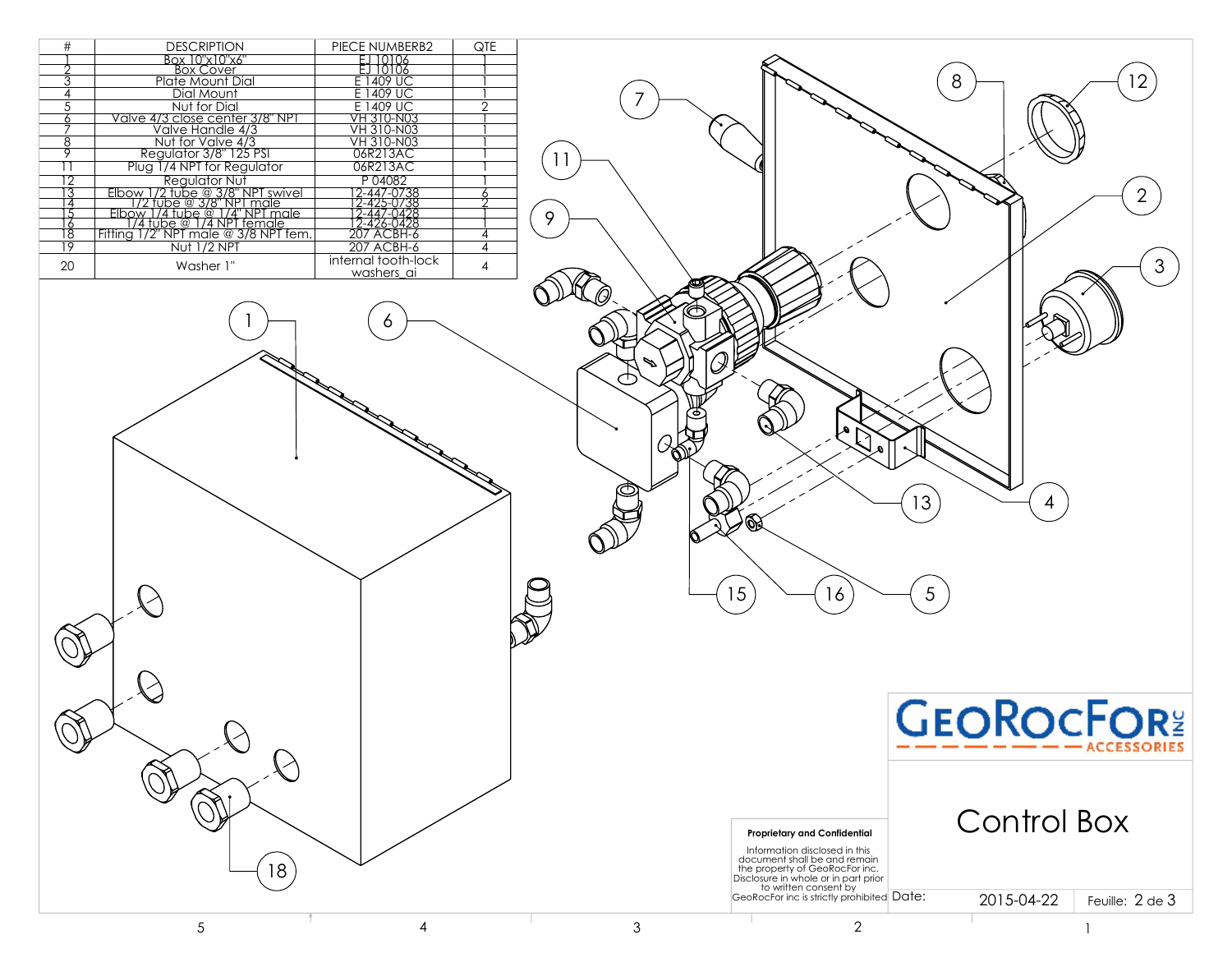| # | DESCRIPTION | PIECE NUMBERB2 | QTE |
|---|---|---|---|
| 1 | Box 10"x10"x6" | EJ 10106 | 1 |
| 2 | Box Cover | EJ 10106 | 1 |
| 3 | Plate Mount Dial | E 1409 UC | 1 |
| 4 | Dial Mount | E 1409 UC | 1 |
| 5 | Nut for Dial | E 1409 UC | 2 |
| 6 | Valve 4/3 close center 3/8" NPT | VH 310-N03 | 1 |
| 7 | Valve Handle 4/3 | VH 310-N03 | 1 |
| 8 | Nut for Valve 4/3 | VH 310-N03 | 1 |
| 9 | Regulator 3/8" 125 PSI | 06R213AC | 1 |
| 11 | Plug 1/4 NPT for Regulator | 06R213AC | 1 |
| 12 | Regulator Nut | P 04082 | 1 |
| 13 | Elbow 1/2 tube @ 3/8" NPT swivel | 12-447-0738 | 6 |
| 14 | 1/2 tube @ 3/8" NPT male | 12-425-0738 | 2 |
| 15 | Elbow 1/4 tube @ 1/4" NPT male | 12-447-0428 | 1 |
| 16 | 1/4 tube @ 1/4 NPT female | 12-426-0428 | 1 |
| 18 | Fitting 1/2" NPT male @ 3/8 NPT fem. | 207 ACBH-6 | 4 |
| 19 | Nut 1/2 NPT | 207 ACBH-6 | 4 |
| 20 | Washer 1" | internal tooth-lock washers_ai | 4 |

1 2 3 4 5 6 7 8 9 11 12 13 15 16 18

GEOROCFOR INC ACCESSORIES

# Control Box

**Proprietary and Confidential**

Information disclosed in this document shall be and remain the property of GeoRocFor inc. Disclosure in whole or in part prior to written consent by GeoRocFor inc is strictly prohibited

Date: 2015-04-22

Feuille: 2 de 3